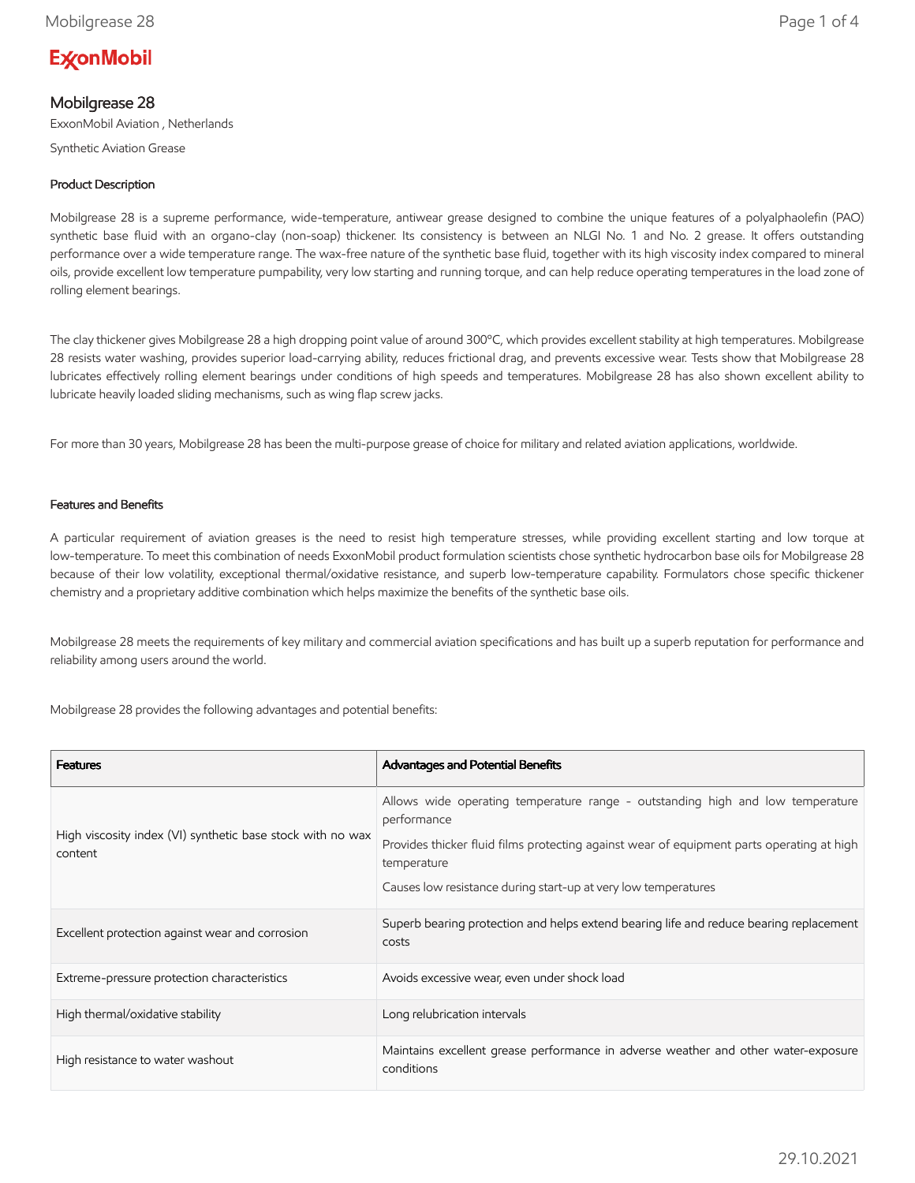ExxonMobil

# Mobilgrease 28

ExxonMobil Aviation , Netherlands

Synthetic Aviation Grease

## Product Description

Mobilgrease 28 is a supreme performance, wide-temperature, antiwear grease designed to combine the unique features of a polyalphaolefin (PAO) synthetic base fluid with an organo-clay (non-soap) thickener. Its consistency is between an NLGI No. 1 and No. 2 grease. It offers outstanding performance over a wide temperature range. The wax-free nature of the synthetic base fluid, together with its high viscosity index compared to mineral oils, provide excellent low temperature pumpability, very low starting and running torque, and can help reduce operating temperatures in the load zone of rolling element bearings.

The clay thickener gives Mobilgrease 28 a high dropping point value of around 300ºC, which provides excellent stability at high temperatures. Mobilgrease 28 resists water washing, provides superior load-carrying ability, reduces frictional drag, and prevents excessive wear. Tests show that Mobilgrease 28 lubricates effectively rolling element bearings under conditions of high speeds and temperatures. Mobilgrease 28 has also shown excellent ability to lubricate heavily loaded sliding mechanisms, such as wing flap screw jacks.

For more than 30 years, Mobilgrease 28 has been the multi-purpose grease of choice for military and related aviation applications, worldwide.

## Features and Benefits

A particular requirement of aviation greases is the need to resist high temperature stresses, while providing excellent starting and low torque at low-temperature. To meet this combination of needs ExxonMobil product formulation scientists chose synthetic hydrocarbon base oils for Mobilgrease 28 because of their low volatility, exceptional thermal/oxidative resistance, and superb low-temperature capability. Formulators chose specific thickener chemistry and a proprietary additive combination which helps maximize the benefits of the synthetic base oils.

Mobilgrease 28 meets the requirements of key military and commercial aviation specifications and has built up a superb reputation for performance and reliability among users around the world.

Mobilgrease 28 provides the following advantages and potential benefits:

| Features | Advantages and Potential Benefits |
|---|---|
| High viscosity index (VI) synthetic base stock with no wax content | Allows wide operating temperature range - outstanding high and low temperature performance<br>Provides thicker fluid films protecting against wear of equipment parts operating at high temperature<br>Causes low resistance during start-up at very low temperatures |
| Excellent protection against wear and corrosion | Superb bearing protection and helps extend bearing life and reduce bearing replacement costs |
| Extreme-pressure protection characteristics | Avoids excessive wear, even under shock load |
| High thermal/oxidative stability | Long relubrication intervals |
| High resistance to water washout | Maintains excellent grease performance in adverse weather and other water-exposure conditions |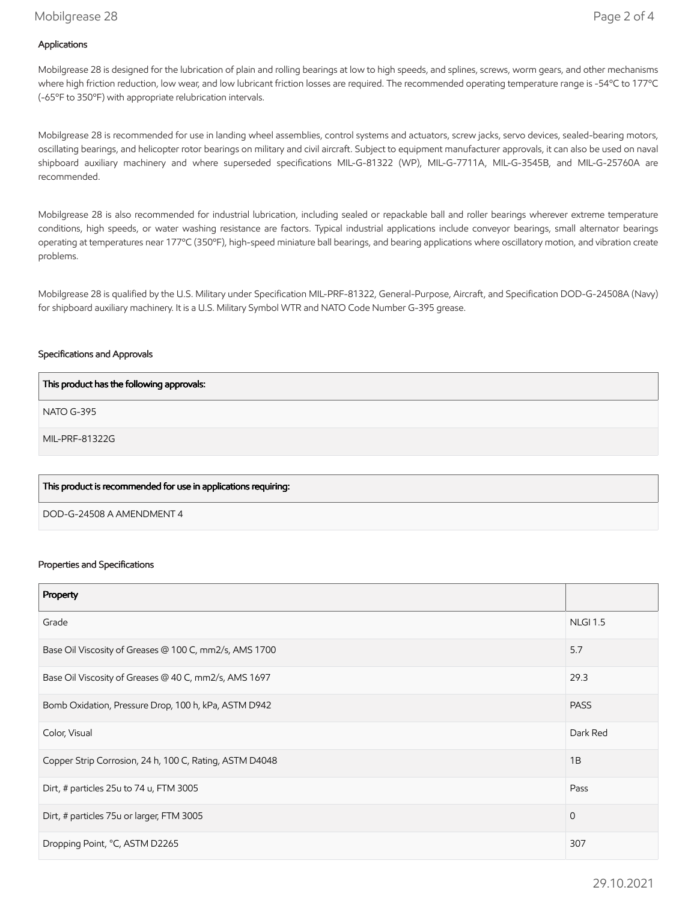### Applications

Mobilgrease 28 is designed for the lubrication of plain and rolling bearings at low to high speeds, and splines, screws, worm gears, and other mechanisms where high friction reduction, low wear, and low lubricant friction losses are required. The recommended operating temperature range is -54ºC to 177ºC (-65ºF to 350ºF) with appropriate relubrication intervals.

Mobilgrease 28 is recommended for use in landing wheel assemblies, control systems and actuators, screw jacks, servo devices, sealed-bearing motors, oscillating bearings, and helicopter rotor bearings on military and civil aircraft. Subject to equipment manufacturer approvals, it can also be used on naval shipboard auxiliary machinery and where superseded specifications MIL-G-81322 (WP), MIL-G-7711A, MIL-G-3545B, and MIL-G-25760A are recommended.

Mobilgrease 28 is also recommended for industrial lubrication, including sealed or repackable ball and roller bearings wherever extreme temperature conditions, high speeds, or water washing resistance are factors. Typical industrial applications include conveyor bearings, small alternator bearings operating at temperatures near 177ºC (350ºF), high-speed miniature ball bearings, and bearing applications where oscillatory motion, and vibration create problems.

Mobilgrease 28 is qualified by the U.S. Military under Specification MIL-PRF-81322, General-Purpose, Aircraft, and Specification DOD-G-24508A (Navy) for shipboard auxiliary machinery. It is a U.S. Military Symbol WTR and NATO Code Number G-395 grease.

### Specifications and Approvals

| This product has the following approvals: |
| --- |
| NATO G-395 |
| MIL-PRF-81322G |

| This product is recommended for use in applications requiring: |
| --- |
| DOD-G-24508 A AMENDMENT 4 |

### Properties and Specifications

| Property | |
| --- | --- |
| Grade | NLGI 1.5 |
| Base Oil Viscosity of Greases @ 100 C, mm2/s, AMS 1700 | 5.7 |
| Base Oil Viscosity of Greases @ 40 C, mm2/s, AMS 1697 | 29.3 |
| Bomb Oxidation, Pressure Drop, 100 h, kPa, ASTM D942 | PASS |
| Color, Visual | Dark Red |
| Copper Strip Corrosion, 24 h, 100 C, Rating, ASTM D4048 | 1B |
| Dirt, # particles 25u to 74 u, FTM 3005 | Pass |
| Dirt, # particles 75u or larger, FTM 3005 | 0 |
| Dropping Point, °C, ASTM D2265 | 307 |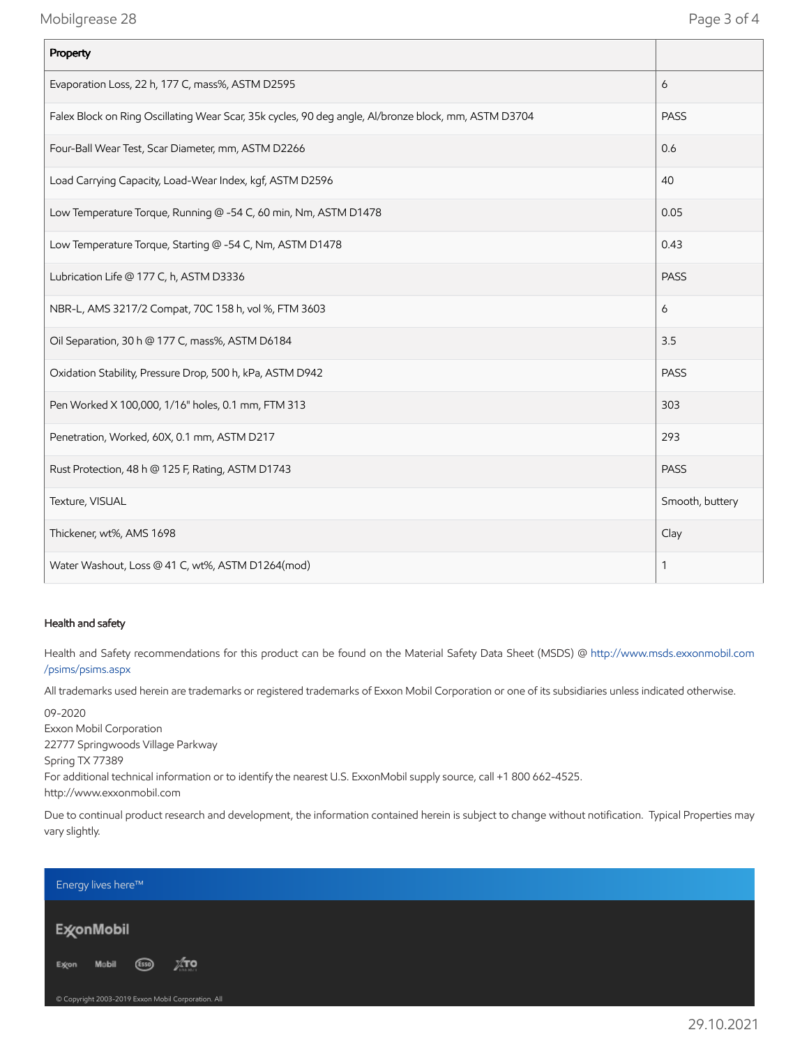| Property | |
|---|---|
| Evaporation Loss, 22 h, 177 C, mass%, ASTM D2595 | 6 |
| Falex Block on Ring Oscillating Wear Scar, 35k cycles, 90 deg angle, Al/bronze block, mm, ASTM D3704 | PASS |
| Four-Ball Wear Test, Scar Diameter, mm, ASTM D2266 | 0.6 |
| Load Carrying Capacity, Load-Wear Index, kgf, ASTM D2596 | 40 |
| Low Temperature Torque, Running @ -54 C, 60 min, Nm, ASTM D1478 | 0.05 |
| Low Temperature Torque, Starting @ -54 C, Nm, ASTM D1478 | 0.43 |
| Lubrication Life @ 177 C, h, ASTM D3336 | PASS |
| NBR-L, AMS 3217/2 Compat, 70C 158 h, vol %, FTM 3603 | 6 |
| Oil Separation, 30 h @ 177 C, mass%, ASTM D6184 | 3.5 |
| Oxidation Stability, Pressure Drop, 500 h, kPa, ASTM D942 | PASS |
| Pen Worked X 100,000, 1/16" holes, 0.1 mm, FTM 313 | 303 |
| Penetration, Worked, 60X, 0.1 mm, ASTM D217 | 293 |
| Rust Protection, 48 h @ 125 F, Rating, ASTM D1743 | PASS |
| Texture, VISUAL | Smooth, buttery |
| Thickener, wt%, AMS 1698 | Clay |
| Water Washout, Loss @ 41 C, wt%, ASTM D1264(mod) | 1 |

#### Health and safety

Health and Safety recommendations for this product can be found on the Material Safety Data Sheet (MSDS) @ http://www.msds.exxonmobil.com/psims/psims.aspx

All trademarks used herein are trademarks or registered trademarks of Exxon Mobil Corporation or one of its subsidiaries unless indicated otherwise.

09-2020
Exxon Mobil Corporation
22777 Springwoods Village Parkway
Spring TX 77389
For additional technical information or to identify the nearest U.S. ExxonMobil supply source, call +1 800 662-4525.
http://www.exxonmobil.com

Due to continual product research and development, the information contained herein is subject to change without notification. Typical Properties may vary slightly.

Energy lives here™

ExxonMobil

Exxon Mobil Esso XTO

© Copyright 2003-2019 Exxon Mobil Corporation. All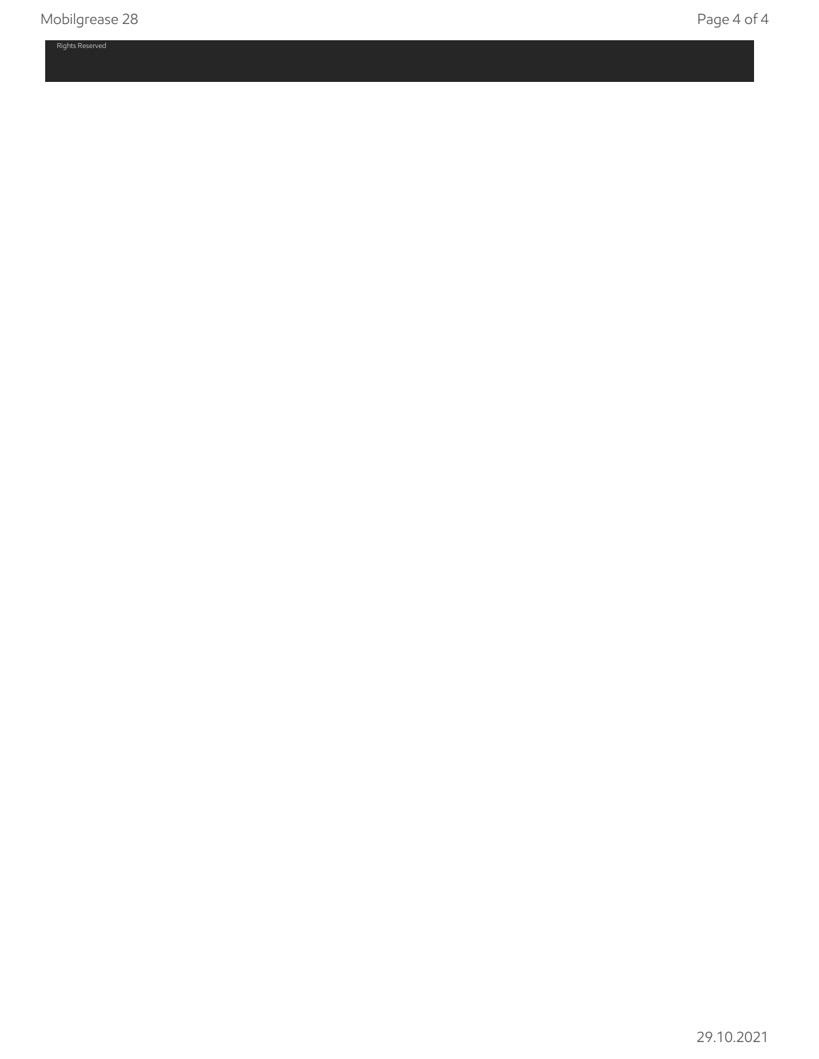Rights Reserved